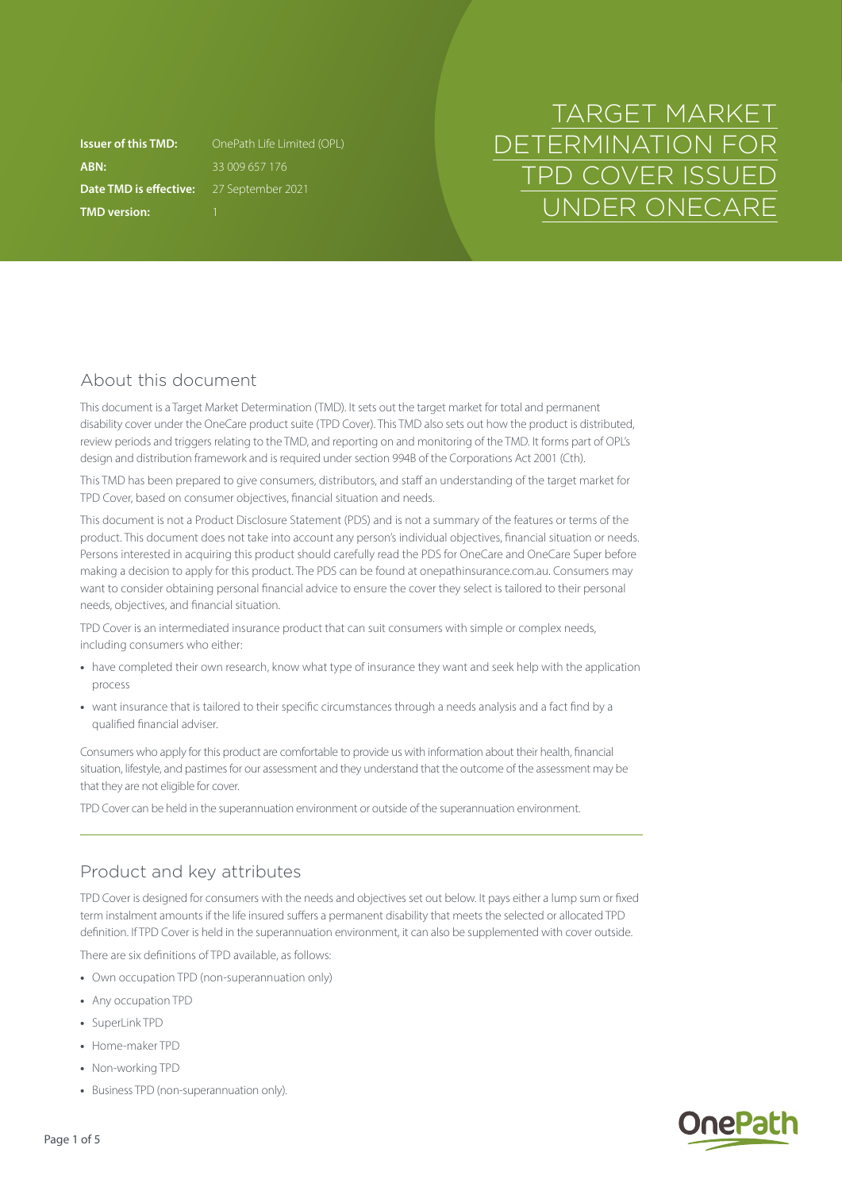# TARGET MARKET DETERMINATION FOR TPD COVER ISSUED UNDER ONECARE

| | |
|---|---|
| **Issuer of this TMD:** | OnePath Life Limited (OPL) |
| **ABN:** | 33 009 657 176 |
| **Date TMD is effective:** | 27 September 2021 |
| **TMD version:** | 1 |

## About this document

This document is a Target Market Determination (TMD). It sets out the target market for total and permanent disability cover under the OneCare product suite (TPD Cover). This TMD also sets out how the product is distributed, review periods and triggers relating to the TMD, and reporting on and monitoring of the TMD. It forms part of OPL's design and distribution framework and is required under section 994B of the Corporations Act 2001 (Cth).

This TMD has been prepared to give consumers, distributors, and staff an understanding of the target market for TPD Cover, based on consumer objectives, financial situation and needs.

This document is not a Product Disclosure Statement (PDS) and is not a summary of the features or terms of the product. This document does not take into account any person's individual objectives, financial situation or needs. Persons interested in acquiring this product should carefully read the PDS for OneCare and OneCare Super before making a decision to apply for this product. The PDS can be found at onepathinsurance.com.au. Consumers may want to consider obtaining personal financial advice to ensure the cover they select is tailored to their personal needs, objectives, and financial situation.

TPD Cover is an intermediated insurance product that can suit consumers with simple or complex needs, including consumers who either:

- have completed their own research, know what type of insurance they want and seek help with the application process
- want insurance that is tailored to their specific circumstances through a needs analysis and a fact find by a qualified financial adviser.

Consumers who apply for this product are comfortable to provide us with information about their health, financial situation, lifestyle, and pastimes for our assessment and they understand that the outcome of the assessment may be that they are not eligible for cover.

TPD Cover can be held in the superannuation environment or outside of the superannuation environment.

## Product and key attributes

TPD Cover is designed for consumers with the needs and objectives set out below. It pays either a lump sum or fixed term instalment amounts if the life insured suffers a permanent disability that meets the selected or allocated TPD definition. If TPD Cover is held in the superannuation environment, it can also be supplemented with cover outside.

There are six definitions of TPD available, as follows:

- Own occupation TPD (non-superannuation only)
- Any occupation TPD
- SuperLink TPD
- Home-maker TPD
- Non-working TPD
- Business TPD (non-superannuation only).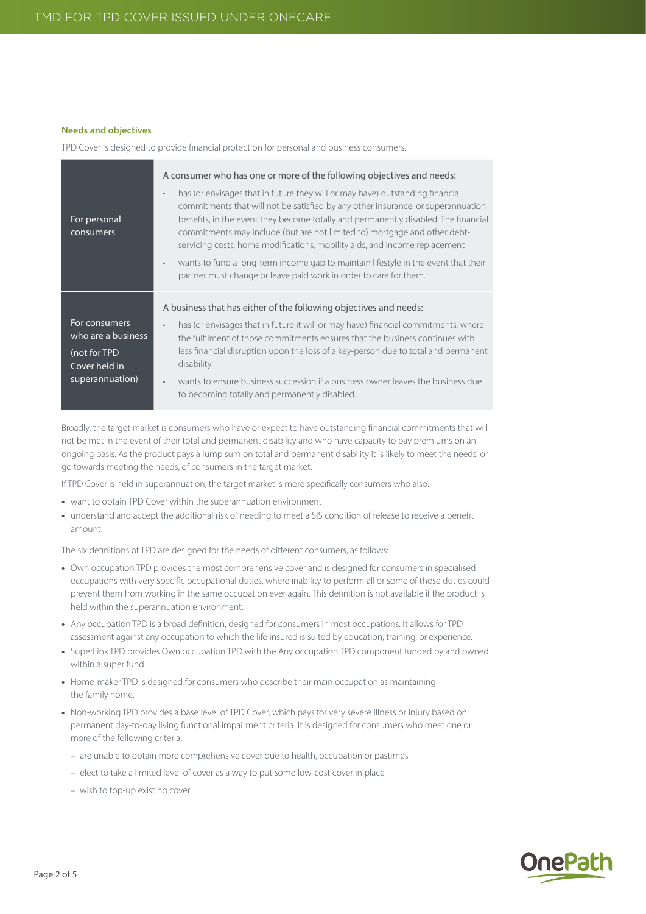### Needs and objectives

TPD Cover is designed to provide financial protection for personal and business consumers.

| | |
|---|---|
| For personal consumers | A consumer who has one or more of the following objectives and needs:<br>• has (or envisages that in future they will or may have) outstanding financial commitments that will not be satisfied by any other insurance, or superannuation benefits, in the event they become totally and permanently disabled. The financial commitments may include (but are not limited to) mortgage and other debt-servicing costs, home modifications, mobility aids, and income replacement<br>• wants to fund a long-term income gap to maintain lifestyle in the event that their partner must change or leave paid work in order to care for them. |
| For consumers who are a business (not for TPD Cover held in superannuation) | A business that has either of the following objectives and needs:<br>• has (or envisages that in future it will or may have) financial commitments, where the fulfilment of those commitments ensures that the business continues with less financial disruption upon the loss of a key-person due to total and permanent disability<br>• wants to ensure business succession if a business owner leaves the business due to becoming totally and permanently disabled. |

Broadly, the target market is consumers who have or expect to have outstanding financial commitments that will not be met in the event of their total and permanent disability and who have capacity to pay premiums on an ongoing basis. As the product pays a lump sum on total and permanent disability it is likely to meet the needs, or go towards meeting the needs, of consumers in the target market.

If TPD Cover is held in superannuation, the target market is more specifically consumers who also:

- want to obtain TPD Cover within the superannuation environment
- understand and accept the additional risk of needing to meet a SIS condition of release to receive a benefit amount.

The six definitions of TPD are designed for the needs of different consumers, as follows:

- Own occupation TPD provides the most comprehensive cover and is designed for consumers in specialised occupations with very specific occupational duties, where inability to perform all or some of those duties could prevent them from working in the same occupation ever again. This definition is not available if the product is held within the superannuation environment.
- Any occupation TPD is a broad definition, designed for consumers in most occupations. It allows for TPD assessment against any occupation to which the life insured is suited by education, training, or experience.
- SuperLink TPD provides Own occupation TPD with the Any occupation TPD component funded by and owned within a super fund.
- Home-maker TPD is designed for consumers who describe their main occupation as maintaining the family home.
- Non-working TPD provides a base level of TPD Cover, which pays for very severe illness or injury based on permanent day-to-day living functional impairment criteria. It is designed for consumers who meet one or more of the following criteria:
  - are unable to obtain more comprehensive cover due to health, occupation or pastimes
  - elect to take a limited level of cover as a way to put some low-cost cover in place
  - wish to top-up existing cover.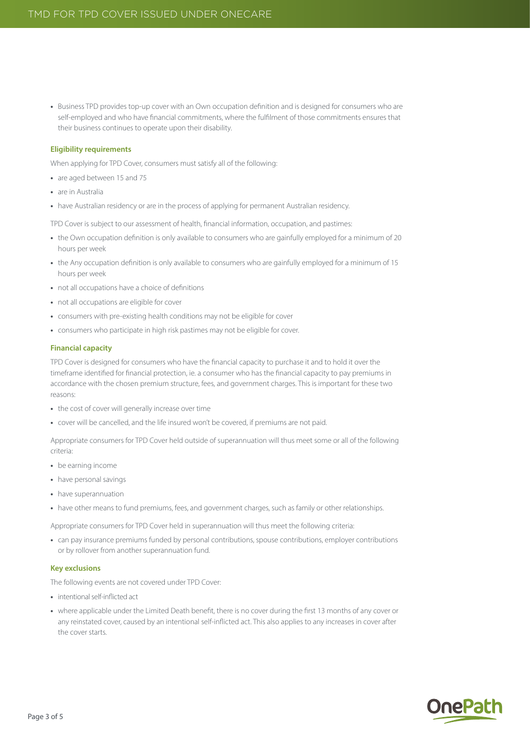- Business TPD provides top-up cover with an Own occupation definition and is designed for consumers who are self-employed and who have financial commitments, where the fulfilment of those commitments ensures that their business continues to operate upon their disability.

### Eligibility requirements

When applying for TPD Cover, consumers must satisfy all of the following:

- are aged between 15 and 75
- are in Australia
- have Australian residency or are in the process of applying for permanent Australian residency.

TPD Cover is subject to our assessment of health, financial information, occupation, and pastimes:

- the Own occupation definition is only available to consumers who are gainfully employed for a minimum of 20 hours per week
- the Any occupation definition is only available to consumers who are gainfully employed for a minimum of 15 hours per week
- not all occupations have a choice of definitions
- not all occupations are eligible for cover
- consumers with pre-existing health conditions may not be eligible for cover
- consumers who participate in high risk pastimes may not be eligible for cover.

### Financial capacity

TPD Cover is designed for consumers who have the financial capacity to purchase it and to hold it over the timeframe identified for financial protection, ie. a consumer who has the financial capacity to pay premiums in accordance with the chosen premium structure, fees, and government charges. This is important for these two reasons:

- the cost of cover will generally increase over time
- cover will be cancelled, and the life insured won't be covered, if premiums are not paid.

Appropriate consumers for TPD Cover held outside of superannuation will thus meet some or all of the following criteria:

- be earning income
- have personal savings
- have superannuation
- have other means to fund premiums, fees, and government charges, such as family or other relationships.

Appropriate consumers for TPD Cover held in superannuation will thus meet the following criteria:

- can pay insurance premiums funded by personal contributions, spouse contributions, employer contributions or by rollover from another superannuation fund.

### Key exclusions

The following events are not covered under TPD Cover:

- intentional self-inflicted act
- where applicable under the Limited Death benefit, there is no cover during the first 13 months of any cover or any reinstated cover, caused by an intentional self-inflicted act. This also applies to any increases in cover after the cover starts.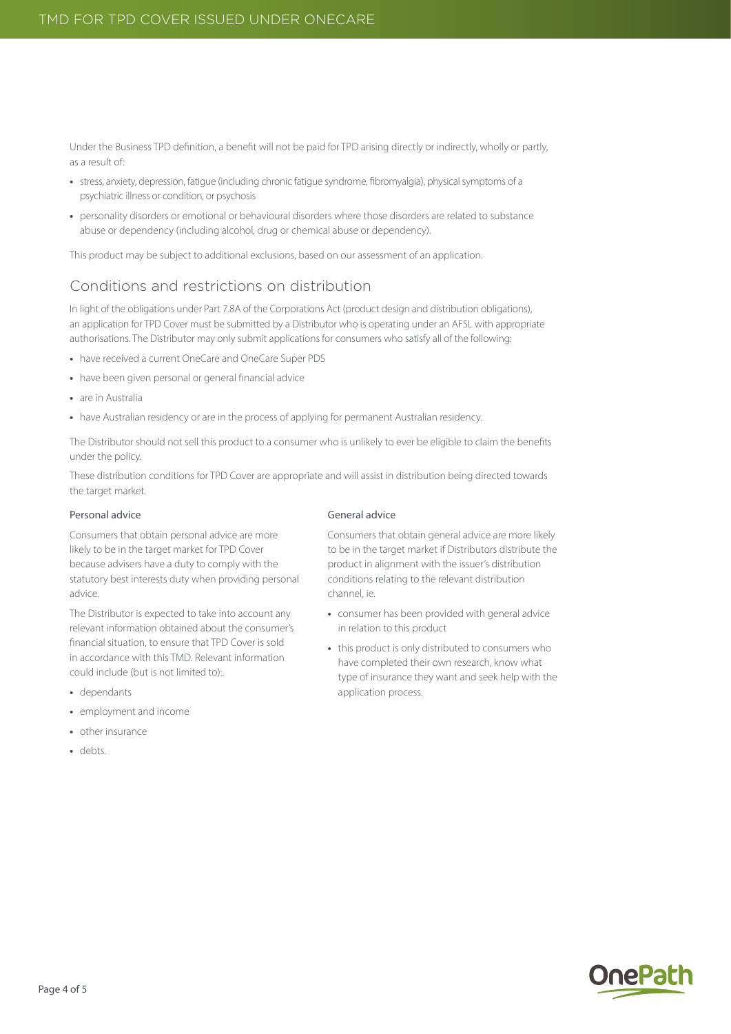Under the Business TPD definition, a benefit will not be paid for TPD arising directly or indirectly, wholly or partly, as a result of:

- stress, anxiety, depression, fatigue (including chronic fatigue syndrome, fibromyalgia), physical symptoms of a psychiatric illness or condition, or psychosis
- personality disorders or emotional or behavioural disorders where those disorders are related to substance abuse or dependency (including alcohol, drug or chemical abuse or dependency).

This product may be subject to additional exclusions, based on our assessment of an application.

## Conditions and restrictions on distribution

In light of the obligations under Part 7.8A of the Corporations Act (product design and distribution obligations), an application for TPD Cover must be submitted by a Distributor who is operating under an AFSL with appropriate authorisations. The Distributor may only submit applications for consumers who satisfy all of the following:

- have received a current OneCare and OneCare Super PDS
- have been given personal or general financial advice
- are in Australia
- have Australian residency or are in the process of applying for permanent Australian residency.

The Distributor should not sell this product to a consumer who is unlikely to ever be eligible to claim the benefits under the policy.

These distribution conditions for TPD Cover are appropriate and will assist in distribution being directed towards the target market.

### Personal advice

Consumers that obtain personal advice are more likely to be in the target market for TPD Cover because advisers have a duty to comply with the statutory best interests duty when providing personal advice.

The Distributor is expected to take into account any relevant information obtained about the consumer's financial situation, to ensure that TPD Cover is sold in accordance with this TMD. Relevant information could include (but is not limited to):.

- dependants
- employment and income
- other insurance
- debts.

### General advice

Consumers that obtain general advice are more likely to be in the target market if Distributors distribute the product in alignment with the issuer's distribution conditions relating to the relevant distribution channel, ie.

- consumer has been provided with general advice in relation to this product
- this product is only distributed to consumers who have completed their own research, know what type of insurance they want and seek help with the application process.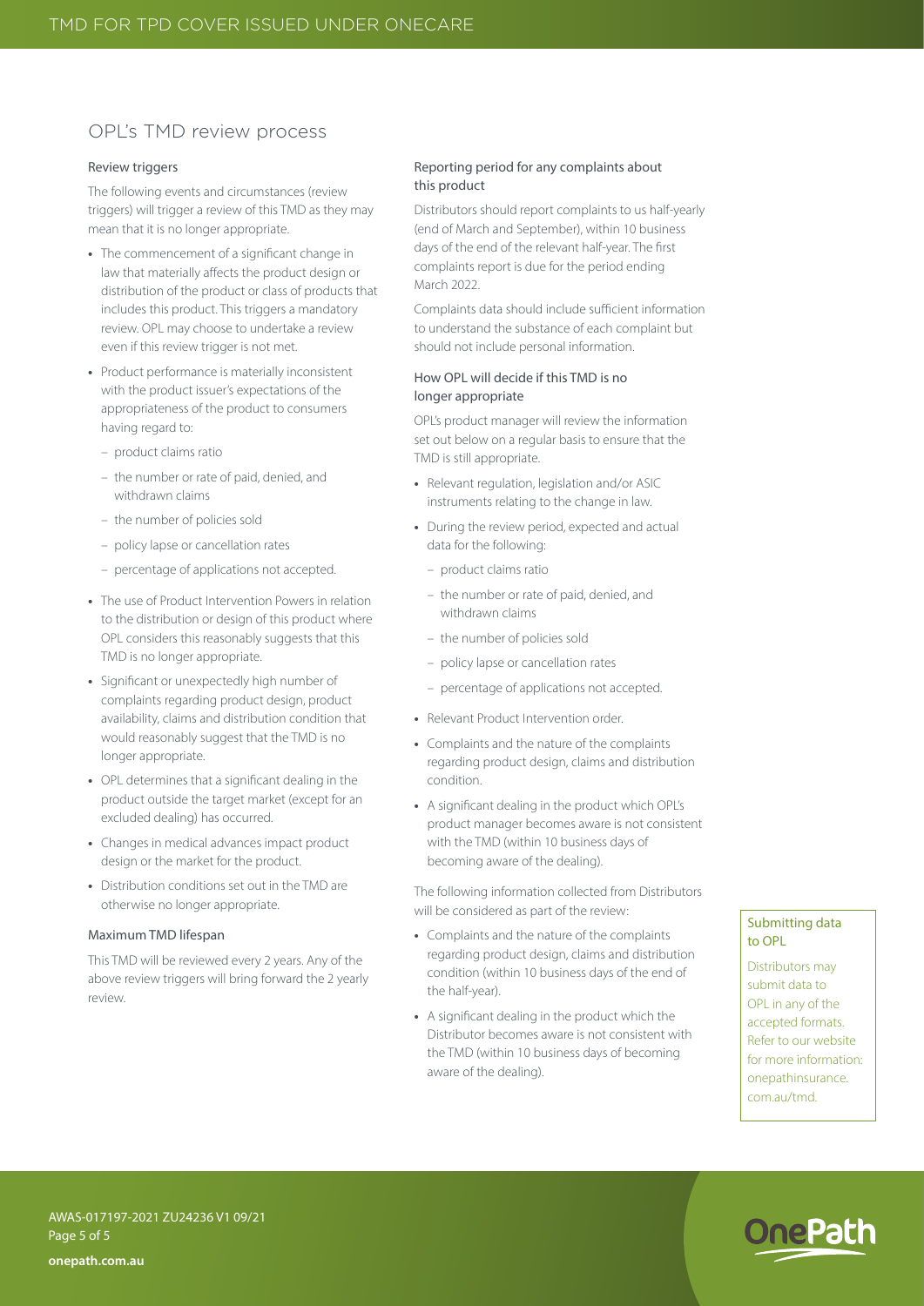## OPL's TMD review process

### Review triggers

The following events and circumstances (review triggers) will trigger a review of this TMD as they may mean that it is no longer appropriate.

- The commencement of a significant change in law that materially affects the product design or distribution of the product or class of products that includes this product. This triggers a mandatory review. OPL may choose to undertake a review even if this review trigger is not met.
- Product performance is materially inconsistent with the product issuer's expectations of the appropriateness of the product to consumers having regard to:
  - product claims ratio
  - the number or rate of paid, denied, and withdrawn claims
  - the number of policies sold
  - policy lapse or cancellation rates
  - percentage of applications not accepted.
- The use of Product Intervention Powers in relation to the distribution or design of this product where OPL considers this reasonably suggests that this TMD is no longer appropriate.
- Significant or unexpectedly high number of complaints regarding product design, product availability, claims and distribution condition that would reasonably suggest that the TMD is no longer appropriate.
- OPL determines that a significant dealing in the product outside the target market (except for an excluded dealing) has occurred.
- Changes in medical advances impact product design or the market for the product.
- Distribution conditions set out in the TMD are otherwise no longer appropriate.

### Maximum TMD lifespan

This TMD will be reviewed every 2 years. Any of the above review triggers will bring forward the 2 yearly review.

### Reporting period for any complaints about this product

Distributors should report complaints to us half-yearly (end of March and September), within 10 business days of the end of the relevant half-year. The first complaints report is due for the period ending March 2022.

Complaints data should include sufficient information to understand the substance of each complaint but should not include personal information.

### How OPL will decide if this TMD is no longer appropriate

OPL's product manager will review the information set out below on a regular basis to ensure that the TMD is still appropriate.

- Relevant regulation, legislation and/or ASIC instruments relating to the change in law.
- During the review period, expected and actual data for the following:
  - product claims ratio
  - the number or rate of paid, denied, and withdrawn claims
  - the number of policies sold
  - policy lapse or cancellation rates
  - percentage of applications not accepted.
- Relevant Product Intervention order.
- Complaints and the nature of the complaints regarding product design, claims and distribution condition.
- A significant dealing in the product which OPL's product manager becomes aware is not consistent with the TMD (within 10 business days of becoming aware of the dealing).

The following information collected from Distributors will be considered as part of the review:

- Complaints and the nature of the complaints regarding product design, claims and distribution condition (within 10 business days of the end of the half-year).
- A significant dealing in the product which the Distributor becomes aware is not consistent with the TMD (within 10 business days of becoming aware of the dealing).

### Submitting data to OPL

Distributors may submit data to OPL in any of the accepted formats. Refer to our website for more information: onepathinsurance.com.au/tmd.

AWAS-017197-2021 ZU24236 V1 09/21